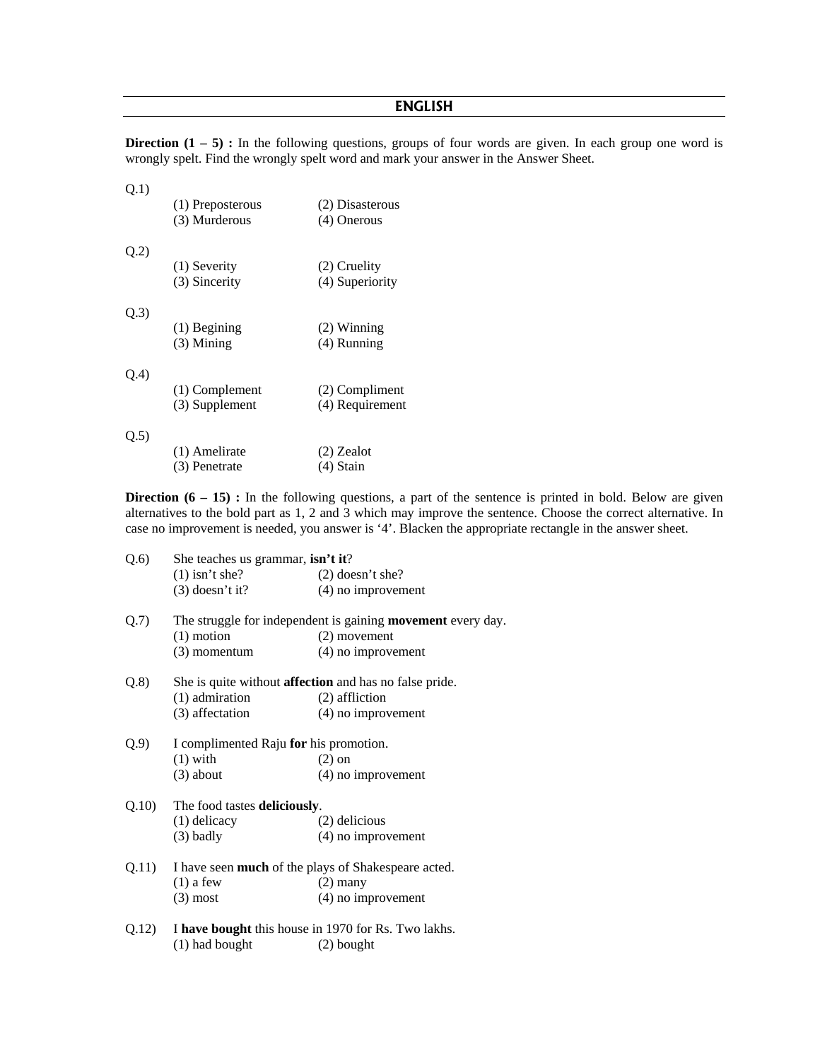## ENGLISH

**Direction (1 – 5) :** In the following questions, groups of four words are given. In each group one word is wrongly spelt. Find the wrongly spelt word and mark your answer in the Answer Sheet.

Q.1)

(1) Preposterous (2) Disasterous
(3) Murderous (4) Onerous

Q.2)

(1) Severity (2) Cruelity
(3) Sincerity (4) Superiority

Q.3)

(1) Begining (2) Winning
(3) Mining (4) Running

Q.4)

(1) Complement (2) Compliment
(3) Supplement (4) Requirement

Q.5)

(1) Amelirate (2) Zealot
(3) Penetrate (4) Stain

**Direction (6 – 15) :** In the following questions, a part of the sentence is printed in bold. Below are given alternatives to the bold part as 1, 2 and 3 which may improve the sentence. Choose the correct alternative. In case no improvement is needed, you answer is '4'. Blacken the appropriate rectangle in the answer sheet.

Q.6) She teaches us grammar, **isn't it**?
(1) isn't she? (2) doesn't she?
(3) doesn't it? (4) no improvement

Q.7) The struggle for independent is gaining **movement** every day.
(1) motion (2) movement
(3) momentum (4) no improvement

Q.8) She is quite without **affection** and has no false pride.
(1) admiration (2) affliction
(3) affectation (4) no improvement

Q.9) I complimented Raju **for** his promotion.
(1) with (2) on
(3) about (4) no improvement

Q.10) The food tastes **deliciously**.
(1) delicacy (2) delicious
(3) badly (4) no improvement

Q.11) I have seen **much** of the plays of Shakespeare acted.
(1) a few (2) many
(3) most (4) no improvement

Q.12) I **have bought** this house in 1970 for Rs. Two lakhs.
(1) had bought (2) bought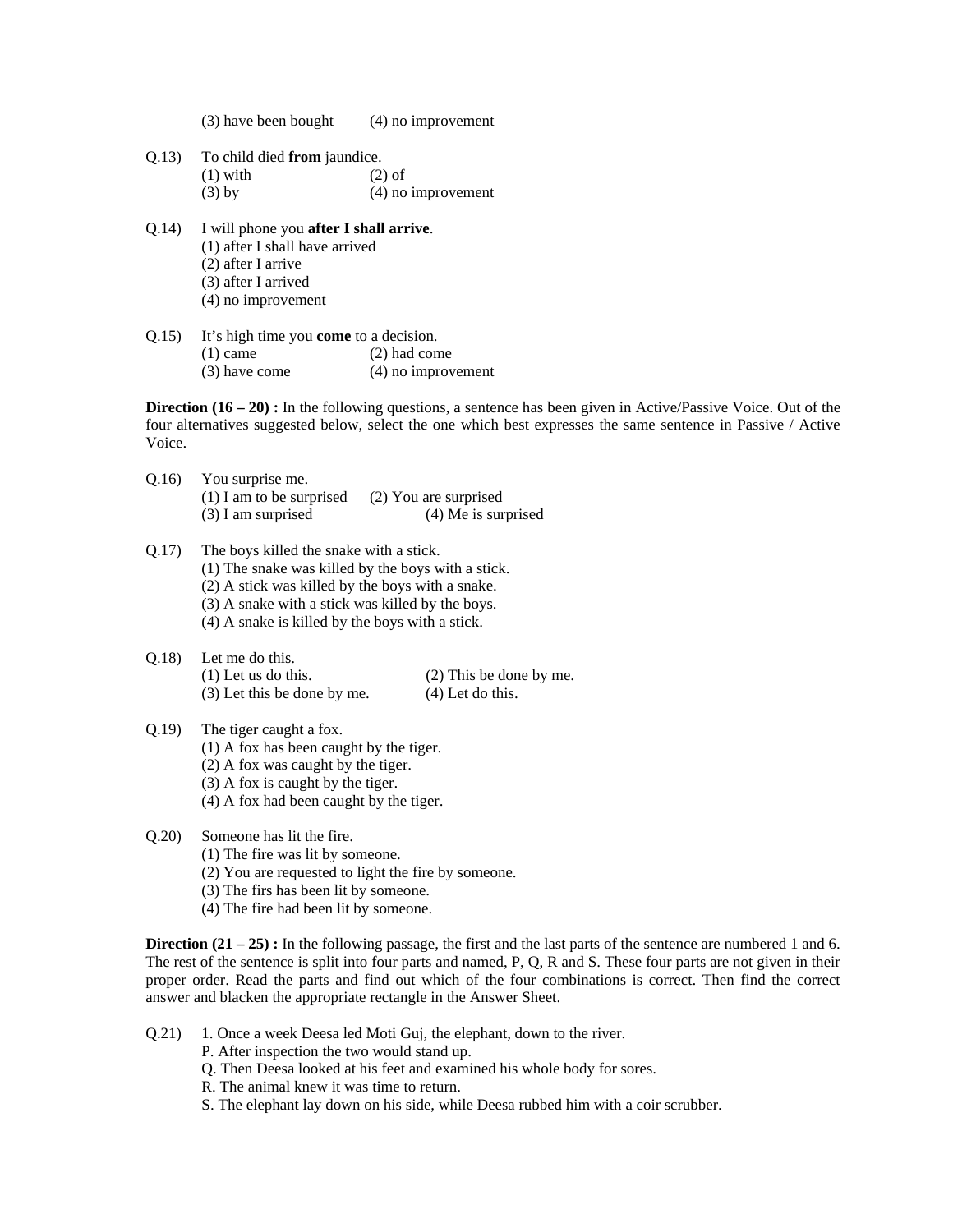(3) have been bought (4) no improvement

Q.13) To child died **from** jaundice.
(1) with (2) of
(3) by (4) no improvement

Q.14) I will phone you **after I shall arrive**.
(1) after I shall have arrived
(2) after I arrive
(3) after I arrived
(4) no improvement

Q.15) It's high time you **come** to a decision.
(1) came (2) had come
(3) have come (4) no improvement

**Direction (16 – 20) :** In the following questions, a sentence has been given in Active/Passive Voice. Out of the four alternatives suggested below, select the one which best expresses the same sentence in Passive / Active Voice.

Q.16) You surprise me.
(1) I am to be surprised (2) You are surprised
(3) I am surprised (4) Me is surprised

Q.17) The boys killed the snake with a stick.
(1) The snake was killed by the boys with a stick.
(2) A stick was killed by the boys with a snake.
(3) A snake with a stick was killed by the boys.
(4) A snake is killed by the boys with a stick.

Q.18) Let me do this.
(1) Let us do this. (2) This be done by me.
(3) Let this be done by me. (4) Let do this.

Q.19) The tiger caught a fox.
(1) A fox has been caught by the tiger.
(2) A fox was caught by the tiger.
(3) A fox is caught by the tiger.
(4) A fox had been caught by the tiger.

Q.20) Someone has lit the fire.
(1) The fire was lit by someone.
(2) You are requested to light the fire by someone.
(3) The firs has been lit by someone.
(4) The fire had been lit by someone.

**Direction (21 – 25) :** In the following passage, the first and the last parts of the sentence are numbered 1 and 6. The rest of the sentence is split into four parts and named, P, Q, R and S. These four parts are not given in their proper order. Read the parts and find out which of the four combinations is correct. Then find the correct answer and blacken the appropriate rectangle in the Answer Sheet.

Q.21) 1. Once a week Deesa led Moti Guj, the elephant, down to the river.
P. After inspection the two would stand up.
Q. Then Deesa looked at his feet and examined his whole body for sores.
R. The animal knew it was time to return.
S. The elephant lay down on his side, while Deesa rubbed him with a coir scrubber.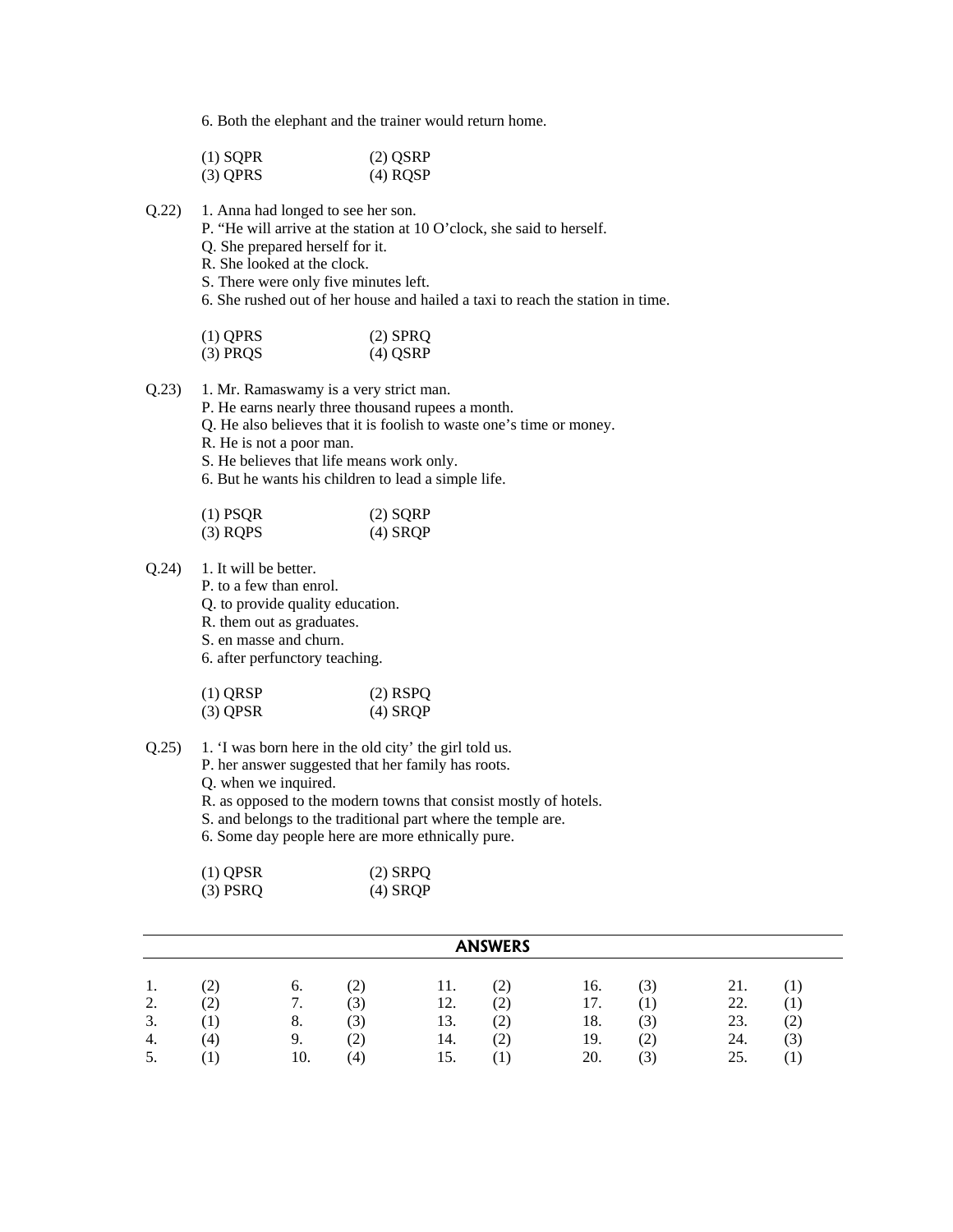6. Both the elephant and the trainer would return home.

(1) SQPR (2) QSRP
(3) QPRS (4) RQSP

Q.22) 1. Anna had longed to see her son.
P. "He will arrive at the station at 10 O'clock, she said to herself.
Q. She prepared herself for it.
R. She looked at the clock.
S. There were only five minutes left.
6. She rushed out of her house and hailed a taxi to reach the station in time.

(1) QPRS (2) SPRQ
(3) PRQS (4) QSRP

Q.23) 1. Mr. Ramaswamy is a very strict man.
P. He earns nearly three thousand rupees a month.
Q. He also believes that it is foolish to waste one's time or money.
R. He is not a poor man.
S. He believes that life means work only.
6. But he wants his children to lead a simple life.

(1) PSQR (2) SQRP
(3) RQPS (4) SRQP

Q.24) 1. It will be better.
P. to a few than enrol.
Q. to provide quality education.
R. them out as graduates.
S. en masse and churn.
6. after perfunctory teaching.

(1) QRSP (2) RSPQ
(3) QPSR (4) SRQP

Q.25) 1. 'I was born here in the old city' the girl told us.
P. her answer suggested that her family has roots.
Q. when we inquired.
R. as opposed to the modern towns that consist mostly of hotels.
S. and belongs to the traditional part where the temple are.
6. Some day people here are more ethnically pure.

(1) QPSR (2) SRPQ
(3) PSRQ (4) SRQP

## ANSWERS

| | | | | | | | | | |
|---|---|---|---|---|---|---|---|---|---|
| 1. | (2) | 6. | (2) | 11. | (2) | 16. | (3) | 21. | (1) |
| 2. | (2) | 7. | (3) | 12. | (2) | 17. | (1) | 22. | (1) |
| 3. | (1) | 8. | (3) | 13. | (2) | 18. | (3) | 23. | (2) |
| 4. | (4) | 9. | (2) | 14. | (2) | 19. | (2) | 24. | (3) |
| 5. | (1) | 10. | (4) | 15. | (1) | 20. | (3) | 25. | (1) |